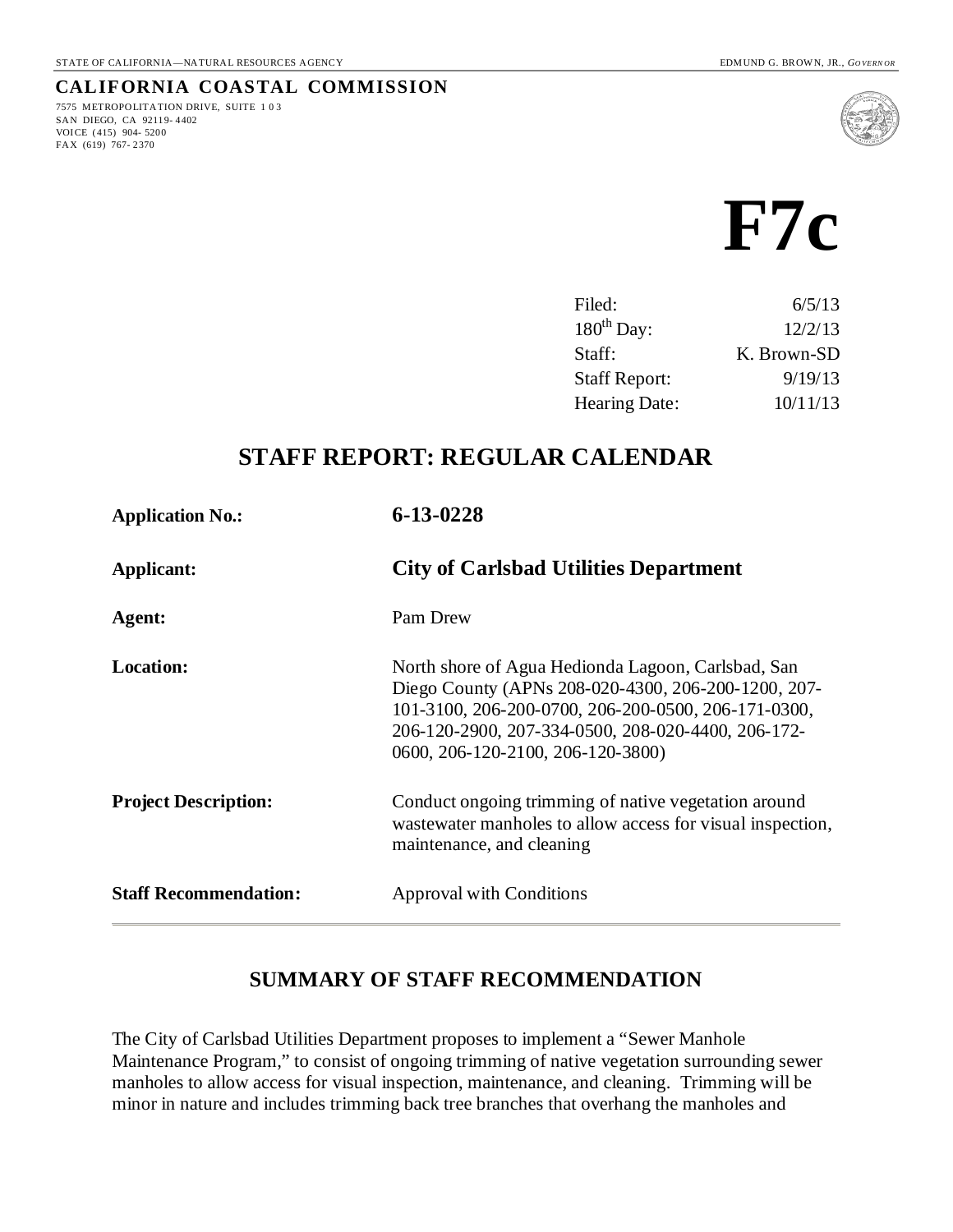STATE OF CALIFORNIA—NATURAL RESOURCES AGENCY EDMUND G. BROWN, JR., *GOVERNOR*

**CALIFORNIA COASTAL COMMISSION**
7575 METROPOLITAN DRIVE, SUITE 103
SAN DIEGO, CA 92119-4402
VOICE (415) 904-5200
FAX (619) 767-2370

# F7c

| | |
|---|---|
| Filed: | 6/5/13 |
| 180th Day: | 12/2/13 |
| Staff: | K. Brown-SD |
| Staff Report: | 9/19/13 |
| Hearing Date: | 10/11/13 |

## STAFF REPORT: REGULAR CALENDAR

| | |
|---|---|
| **Application No.:** | **6-13-0228** |
| **Applicant:** | **City of Carlsbad Utilities Department** |
| **Agent:** | Pam Drew |
| **Location:** | North shore of Agua Hedionda Lagoon, Carlsbad, San Diego County (APNs 208-020-4300, 206-200-1200, 207-101-3100, 206-200-0700, 206-200-0500, 206-171-0300, 206-120-2900, 207-334-0500, 208-020-4400, 206-172-0600, 206-120-2100, 206-120-3800) |
| **Project Description:** | Conduct ongoing trimming of native vegetation around wastewater manholes to allow access for visual inspection, maintenance, and cleaning |
| **Staff Recommendation:** | Approval with Conditions |

## SUMMARY OF STAFF RECOMMENDATION

The City of Carlsbad Utilities Department proposes to implement a "Sewer Manhole Maintenance Program," to consist of ongoing trimming of native vegetation surrounding sewer manholes to allow access for visual inspection, maintenance, and cleaning. Trimming will be minor in nature and includes trimming back tree branches that overhang the manholes and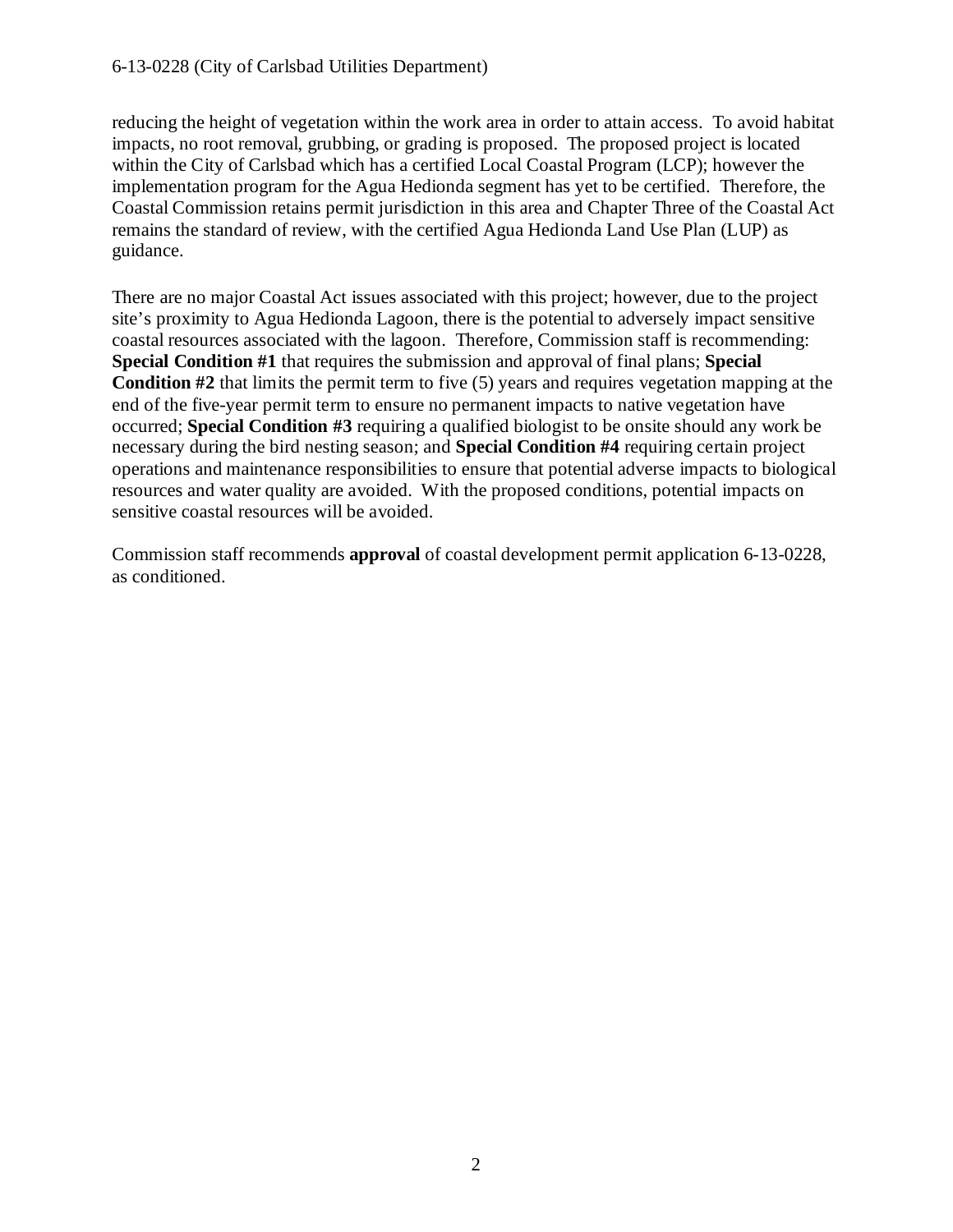reducing the height of vegetation within the work area in order to attain access. To avoid habitat impacts, no root removal, grubbing, or grading is proposed. The proposed project is located within the City of Carlsbad which has a certified Local Coastal Program (LCP); however the implementation program for the Agua Hedionda segment has yet to be certified. Therefore, the Coastal Commission retains permit jurisdiction in this area and Chapter Three of the Coastal Act remains the standard of review, with the certified Agua Hedionda Land Use Plan (LUP) as guidance.

There are no major Coastal Act issues associated with this project; however, due to the project site's proximity to Agua Hedionda Lagoon, there is the potential to adversely impact sensitive coastal resources associated with the lagoon. Therefore, Commission staff is recommending: **Special Condition #1** that requires the submission and approval of final plans; **Special Condition #2** that limits the permit term to five (5) years and requires vegetation mapping at the end of the five-year permit term to ensure no permanent impacts to native vegetation have occurred; **Special Condition #3** requiring a qualified biologist to be onsite should any work be necessary during the bird nesting season; and **Special Condition #4** requiring certain project operations and maintenance responsibilities to ensure that potential adverse impacts to biological resources and water quality are avoided. With the proposed conditions, potential impacts on sensitive coastal resources will be avoided.

Commission staff recommends **approval** of coastal development permit application 6-13-0228, as conditioned.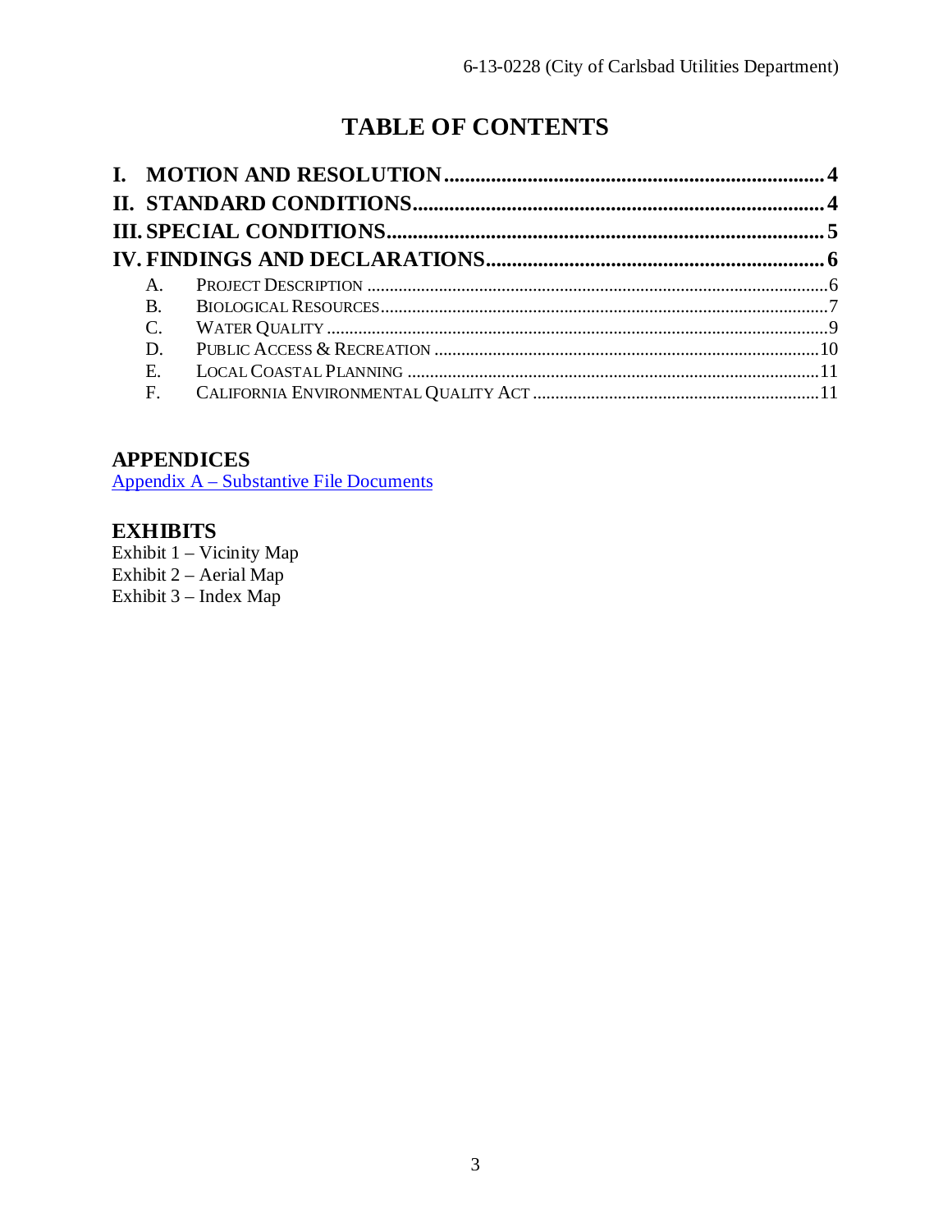# TABLE OF CONTENTS

**I. MOTION AND RESOLUTION** ........................................................................ **4**

**II. STANDARD CONDITIONS** ............................................................................ **4**

**III. SPECIAL CONDITIONS** ............................................................................. **5**

**IV. FINDINGS AND DECLARATIONS** ............................................................... **6**

- A. PROJECT DESCRIPTION ........................................................................................ 6
- B. BIOLOGICAL RESOURCES ...................................................................................... 7
- C. WATER QUALITY ................................................................................................... 9
- D. PUBLIC ACCESS & RECREATION ........................................................................... 10
- E. LOCAL COASTAL PLANNING .................................................................................. 11
- F. CALIFORNIA ENVIRONMENTAL QUALITY ACT ........................................................ 11

## APPENDICES

Appendix A – Substantive File Documents

## EXHIBITS

Exhibit 1 – Vicinity Map
Exhibit 2 – Aerial Map
Exhibit 3 – Index Map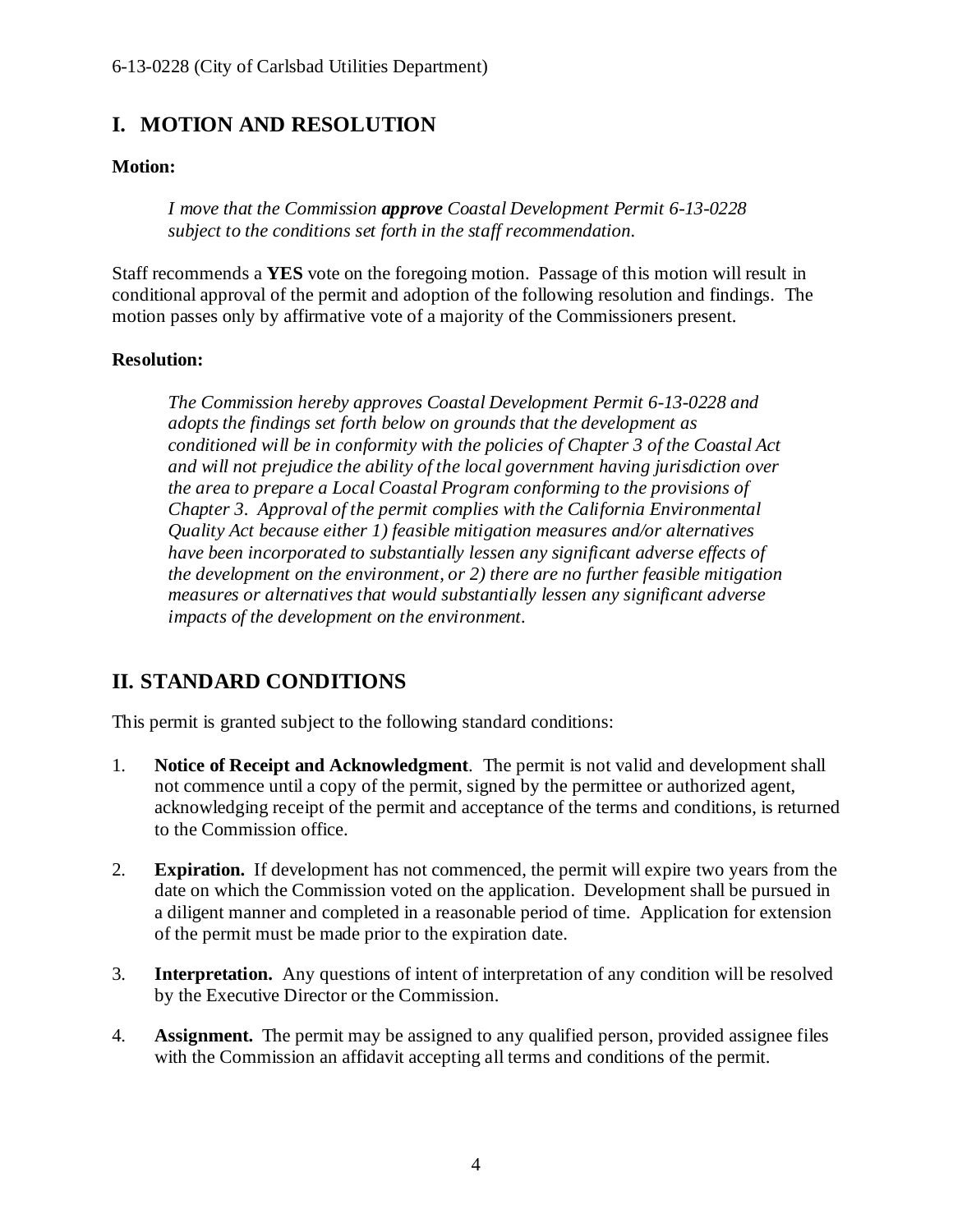## I. MOTION AND RESOLUTION

**Motion:**

> *I move that the Commission **approve** Coastal Development Permit 6-13-0228 subject to the conditions set forth in the staff recommendation.*

Staff recommends a **YES** vote on the foregoing motion. Passage of this motion will result in conditional approval of the permit and adoption of the following resolution and findings. The motion passes only by affirmative vote of a majority of the Commissioners present.

**Resolution:**

> *The Commission hereby approves Coastal Development Permit 6-13-0228 and adopts the findings set forth below on grounds that the development as conditioned will be in conformity with the policies of Chapter 3 of the Coastal Act and will not prejudice the ability of the local government having jurisdiction over the area to prepare a Local Coastal Program conforming to the provisions of Chapter 3. Approval of the permit complies with the California Environmental Quality Act because either 1) feasible mitigation measures and/or alternatives have been incorporated to substantially lessen any significant adverse effects of the development on the environment, or 2) there are no further feasible mitigation measures or alternatives that would substantially lessen any significant adverse impacts of the development on the environment.*

## II. STANDARD CONDITIONS

This permit is granted subject to the following standard conditions:

1. **Notice of Receipt and Acknowledgment**. The permit is not valid and development shall not commence until a copy of the permit, signed by the permittee or authorized agent, acknowledging receipt of the permit and acceptance of the terms and conditions, is returned to the Commission office.
2. **Expiration.** If development has not commenced, the permit will expire two years from the date on which the Commission voted on the application. Development shall be pursued in a diligent manner and completed in a reasonable period of time. Application for extension of the permit must be made prior to the expiration date.
3. **Interpretation.** Any questions of intent of interpretation of any condition will be resolved by the Executive Director or the Commission.
4. **Assignment.** The permit may be assigned to any qualified person, provided assignee files with the Commission an affidavit accepting all terms and conditions of the permit.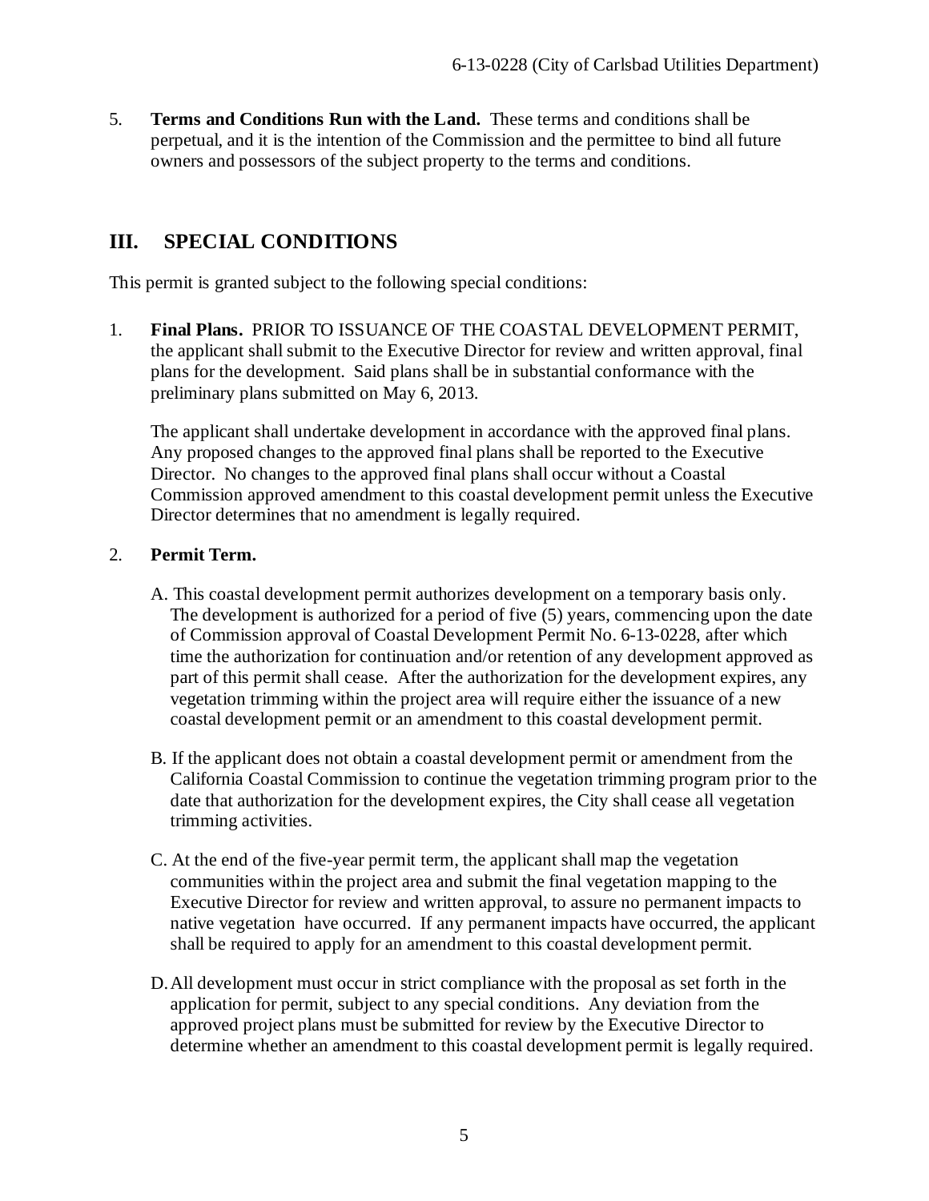5. **Terms and Conditions Run with the Land.** These terms and conditions shall be perpetual, and it is the intention of the Commission and the permittee to bind all future owners and possessors of the subject property to the terms and conditions.

## III. SPECIAL CONDITIONS

This permit is granted subject to the following special conditions:

1. **Final Plans.** PRIOR TO ISSUANCE OF THE COASTAL DEVELOPMENT PERMIT, the applicant shall submit to the Executive Director for review and written approval, final plans for the development. Said plans shall be in substantial conformance with the preliminary plans submitted on May 6, 2013.

   The applicant shall undertake development in accordance with the approved final plans. Any proposed changes to the approved final plans shall be reported to the Executive Director. No changes to the approved final plans shall occur without a Coastal Commission approved amendment to this coastal development permit unless the Executive Director determines that no amendment is legally required.

2. **Permit Term.**

   A. This coastal development permit authorizes development on a temporary basis only. The development is authorized for a period of five (5) years, commencing upon the date of Commission approval of Coastal Development Permit No. 6-13-0228, after which time the authorization for continuation and/or retention of any development approved as part of this permit shall cease. After the authorization for the development expires, any vegetation trimming within the project area will require either the issuance of a new coastal development permit or an amendment to this coastal development permit.

   B. If the applicant does not obtain a coastal development permit or amendment from the California Coastal Commission to continue the vegetation trimming program prior to the date that authorization for the development expires, the City shall cease all vegetation trimming activities.

   C. At the end of the five-year permit term, the applicant shall map the vegetation communities within the project area and submit the final vegetation mapping to the Executive Director for review and written approval, to assure no permanent impacts to native vegetation have occurred. If any permanent impacts have occurred, the applicant shall be required to apply for an amendment to this coastal development permit.

   D. All development must occur in strict compliance with the proposal as set forth in the application for permit, subject to any special conditions. Any deviation from the approved project plans must be submitted for review by the Executive Director to determine whether an amendment to this coastal development permit is legally required.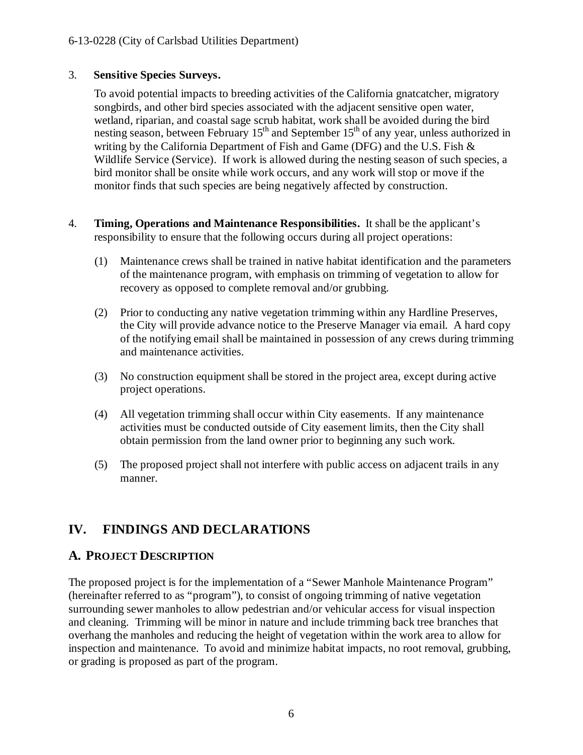3. **Sensitive Species Surveys.**

   To avoid potential impacts to breeding activities of the California gnatcatcher, migratory songbirds, and other bird species associated with the adjacent sensitive open water, wetland, riparian, and coastal sage scrub habitat, work shall be avoided during the bird nesting season, between February 15th and September 15th of any year, unless authorized in writing by the California Department of Fish and Game (DFG) and the U.S. Fish & Wildlife Service (Service). If work is allowed during the nesting season of such species, a bird monitor shall be onsite while work occurs, and any work will stop or move if the monitor finds that such species are being negatively affected by construction.

4. **Timing, Operations and Maintenance Responsibilities.** It shall be the applicant's responsibility to ensure that the following occurs during all project operations:

   (1) Maintenance crews shall be trained in native habitat identification and the parameters of the maintenance program, with emphasis on trimming of vegetation to allow for recovery as opposed to complete removal and/or grubbing.

   (2) Prior to conducting any native vegetation trimming within any Hardline Preserves, the City will provide advance notice to the Preserve Manager via email. A hard copy of the notifying email shall be maintained in possession of any crews during trimming and maintenance activities.

   (3) No construction equipment shall be stored in the project area, except during active project operations.

   (4) All vegetation trimming shall occur within City easements. If any maintenance activities must be conducted outside of City easement limits, then the City shall obtain permission from the land owner prior to beginning any such work.

   (5) The proposed project shall not interfere with public access on adjacent trails in any manner.

## IV. FINDINGS AND DECLARATIONS

### A. PROJECT DESCRIPTION

The proposed project is for the implementation of a "Sewer Manhole Maintenance Program" (hereinafter referred to as "program"), to consist of ongoing trimming of native vegetation surrounding sewer manholes to allow pedestrian and/or vehicular access for visual inspection and cleaning. Trimming will be minor in nature and include trimming back tree branches that overhang the manholes and reducing the height of vegetation within the work area to allow for inspection and maintenance. To avoid and minimize habitat impacts, no root removal, grubbing, or grading is proposed as part of the program.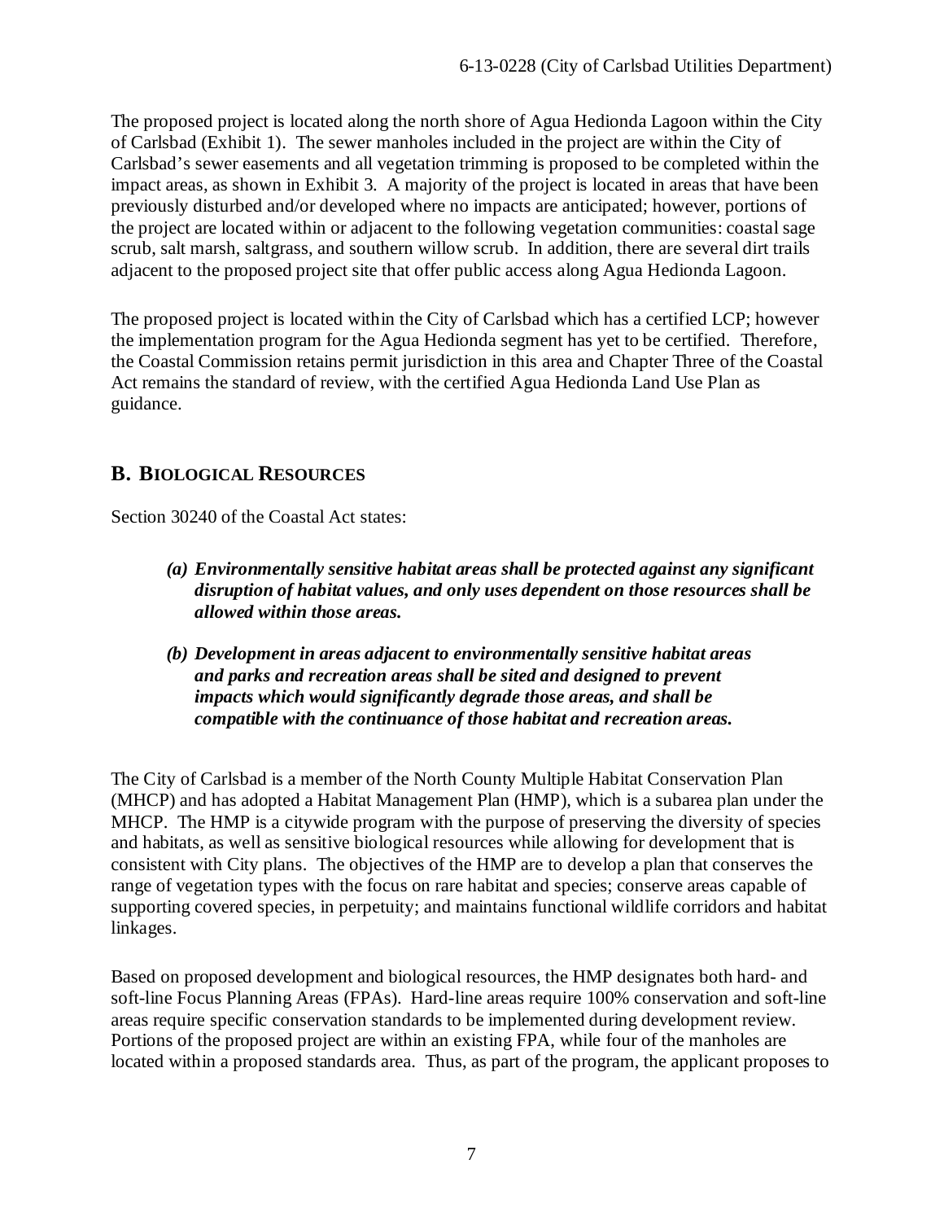The proposed project is located along the north shore of Agua Hedionda Lagoon within the City of Carlsbad (Exhibit 1). The sewer manholes included in the project are within the City of Carlsbad's sewer easements and all vegetation trimming is proposed to be completed within the impact areas, as shown in Exhibit 3. A majority of the project is located in areas that have been previously disturbed and/or developed where no impacts are anticipated; however, portions of the project are located within or adjacent to the following vegetation communities: coastal sage scrub, salt marsh, saltgrass, and southern willow scrub. In addition, there are several dirt trails adjacent to the proposed project site that offer public access along Agua Hedionda Lagoon.

The proposed project is located within the City of Carlsbad which has a certified LCP; however the implementation program for the Agua Hedionda segment has yet to be certified. Therefore, the Coastal Commission retains permit jurisdiction in this area and Chapter Three of the Coastal Act remains the standard of review, with the certified Agua Hedionda Land Use Plan as guidance.

## B. Biological Resources

Section 30240 of the Coastal Act states:

> ***(a) Environmentally sensitive habitat areas shall be protected against any significant disruption of habitat values, and only uses dependent on those resources shall be allowed within those areas.***
>
> ***(b) Development in areas adjacent to environmentally sensitive habitat areas and parks and recreation areas shall be sited and designed to prevent impacts which would significantly degrade those areas, and shall be compatible with the continuance of those habitat and recreation areas.***

The City of Carlsbad is a member of the North County Multiple Habitat Conservation Plan (MHCP) and has adopted a Habitat Management Plan (HMP), which is a subarea plan under the MHCP. The HMP is a citywide program with the purpose of preserving the diversity of species and habitats, as well as sensitive biological resources while allowing for development that is consistent with City plans. The objectives of the HMP are to develop a plan that conserves the range of vegetation types with the focus on rare habitat and species; conserve areas capable of supporting covered species, in perpetuity; and maintains functional wildlife corridors and habitat linkages.

Based on proposed development and biological resources, the HMP designates both hard- and soft-line Focus Planning Areas (FPAs). Hard-line areas require 100% conservation and soft-line areas require specific conservation standards to be implemented during development review. Portions of the proposed project are within an existing FPA, while four of the manholes are located within a proposed standards area. Thus, as part of the program, the applicant proposes to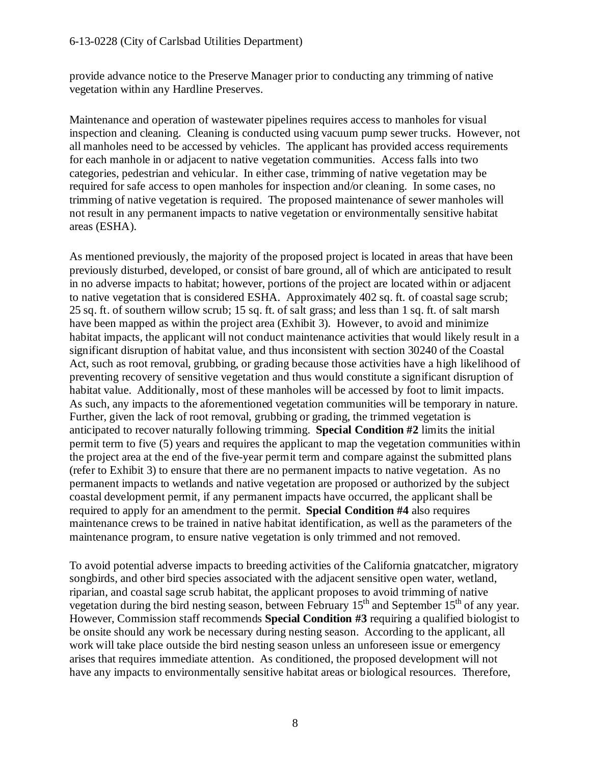provide advance notice to the Preserve Manager prior to conducting any trimming of native vegetation within any Hardline Preserves.

Maintenance and operation of wastewater pipelines requires access to manholes for visual inspection and cleaning. Cleaning is conducted using vacuum pump sewer trucks. However, not all manholes need to be accessed by vehicles. The applicant has provided access requirements for each manhole in or adjacent to native vegetation communities. Access falls into two categories, pedestrian and vehicular. In either case, trimming of native vegetation may be required for safe access to open manholes for inspection and/or cleaning. In some cases, no trimming of native vegetation is required. The proposed maintenance of sewer manholes will not result in any permanent impacts to native vegetation or environmentally sensitive habitat areas (ESHA).

As mentioned previously, the majority of the proposed project is located in areas that have been previously disturbed, developed, or consist of bare ground, all of which are anticipated to result in no adverse impacts to habitat; however, portions of the project are located within or adjacent to native vegetation that is considered ESHA. Approximately 402 sq. ft. of coastal sage scrub; 25 sq. ft. of southern willow scrub; 15 sq. ft. of salt grass; and less than 1 sq. ft. of salt marsh have been mapped as within the project area (Exhibit 3). However, to avoid and minimize habitat impacts, the applicant will not conduct maintenance activities that would likely result in a significant disruption of habitat value, and thus inconsistent with section 30240 of the Coastal Act, such as root removal, grubbing, or grading because those activities have a high likelihood of preventing recovery of sensitive vegetation and thus would constitute a significant disruption of habitat value. Additionally, most of these manholes will be accessed by foot to limit impacts. As such, any impacts to the aforementioned vegetation communities will be temporary in nature. Further, given the lack of root removal, grubbing or grading, the trimmed vegetation is anticipated to recover naturally following trimming. **Special Condition #2** limits the initial permit term to five (5) years and requires the applicant to map the vegetation communities within the project area at the end of the five-year permit term and compare against the submitted plans (refer to Exhibit 3) to ensure that there are no permanent impacts to native vegetation. As no permanent impacts to wetlands and native vegetation are proposed or authorized by the subject coastal development permit, if any permanent impacts have occurred, the applicant shall be required to apply for an amendment to the permit. **Special Condition #4** also requires maintenance crews to be trained in native habitat identification, as well as the parameters of the maintenance program, to ensure native vegetation is only trimmed and not removed.

To avoid potential adverse impacts to breeding activities of the California gnatcatcher, migratory songbirds, and other bird species associated with the adjacent sensitive open water, wetland, riparian, and coastal sage scrub habitat, the applicant proposes to avoid trimming of native vegetation during the bird nesting season, between February 15th and September 15th of any year. However, Commission staff recommends **Special Condition #3** requiring a qualified biologist to be onsite should any work be necessary during nesting season. According to the applicant, all work will take place outside the bird nesting season unless an unforeseen issue or emergency arises that requires immediate attention. As conditioned, the proposed development will not have any impacts to environmentally sensitive habitat areas or biological resources. Therefore,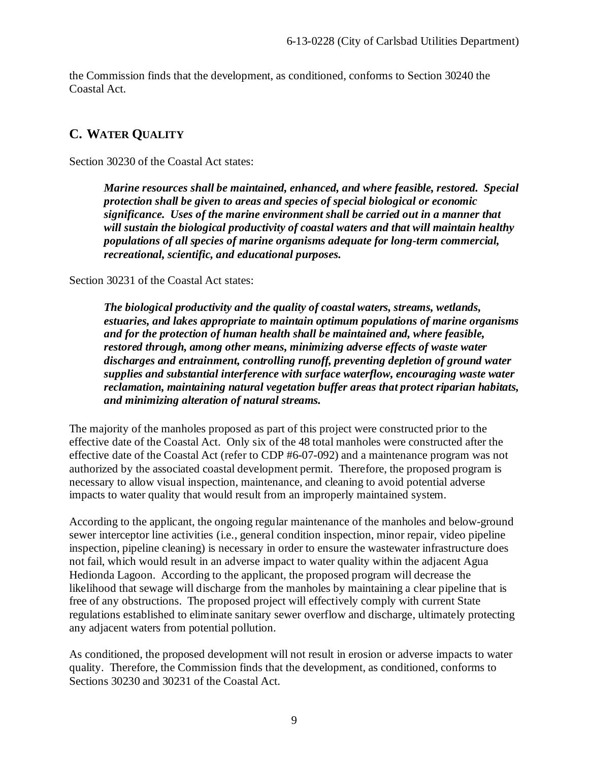the Commission finds that the development, as conditioned, conforms to Section 30240 the Coastal Act.

## C. WATER QUALITY

Section 30230 of the Coastal Act states:

> ***Marine resources shall be maintained, enhanced, and where feasible, restored. Special protection shall be given to areas and species of special biological or economic significance. Uses of the marine environment shall be carried out in a manner that will sustain the biological productivity of coastal waters and that will maintain healthy populations of all species of marine organisms adequate for long-term commercial, recreational, scientific, and educational purposes.***

Section 30231 of the Coastal Act states:

> ***The biological productivity and the quality of coastal waters, streams, wetlands, estuaries, and lakes appropriate to maintain optimum populations of marine organisms and for the protection of human health shall be maintained and, where feasible, restored through, among other means, minimizing adverse effects of waste water discharges and entrainment, controlling runoff, preventing depletion of ground water supplies and substantial interference with surface waterflow, encouraging waste water reclamation, maintaining natural vegetation buffer areas that protect riparian habitats, and minimizing alteration of natural streams.***

The majority of the manholes proposed as part of this project were constructed prior to the effective date of the Coastal Act. Only six of the 48 total manholes were constructed after the effective date of the Coastal Act (refer to CDP #6-07-092) and a maintenance program was not authorized by the associated coastal development permit. Therefore, the proposed program is necessary to allow visual inspection, maintenance, and cleaning to avoid potential adverse impacts to water quality that would result from an improperly maintained system.

According to the applicant, the ongoing regular maintenance of the manholes and below-ground sewer interceptor line activities (i.e., general condition inspection, minor repair, video pipeline inspection, pipeline cleaning) is necessary in order to ensure the wastewater infrastructure does not fail, which would result in an adverse impact to water quality within the adjacent Agua Hedionda Lagoon. According to the applicant, the proposed program will decrease the likelihood that sewage will discharge from the manholes by maintaining a clear pipeline that is free of any obstructions. The proposed project will effectively comply with current State regulations established to eliminate sanitary sewer overflow and discharge, ultimately protecting any adjacent waters from potential pollution.

As conditioned, the proposed development will not result in erosion or adverse impacts to water quality. Therefore, the Commission finds that the development, as conditioned, conforms to Sections 30230 and 30231 of the Coastal Act.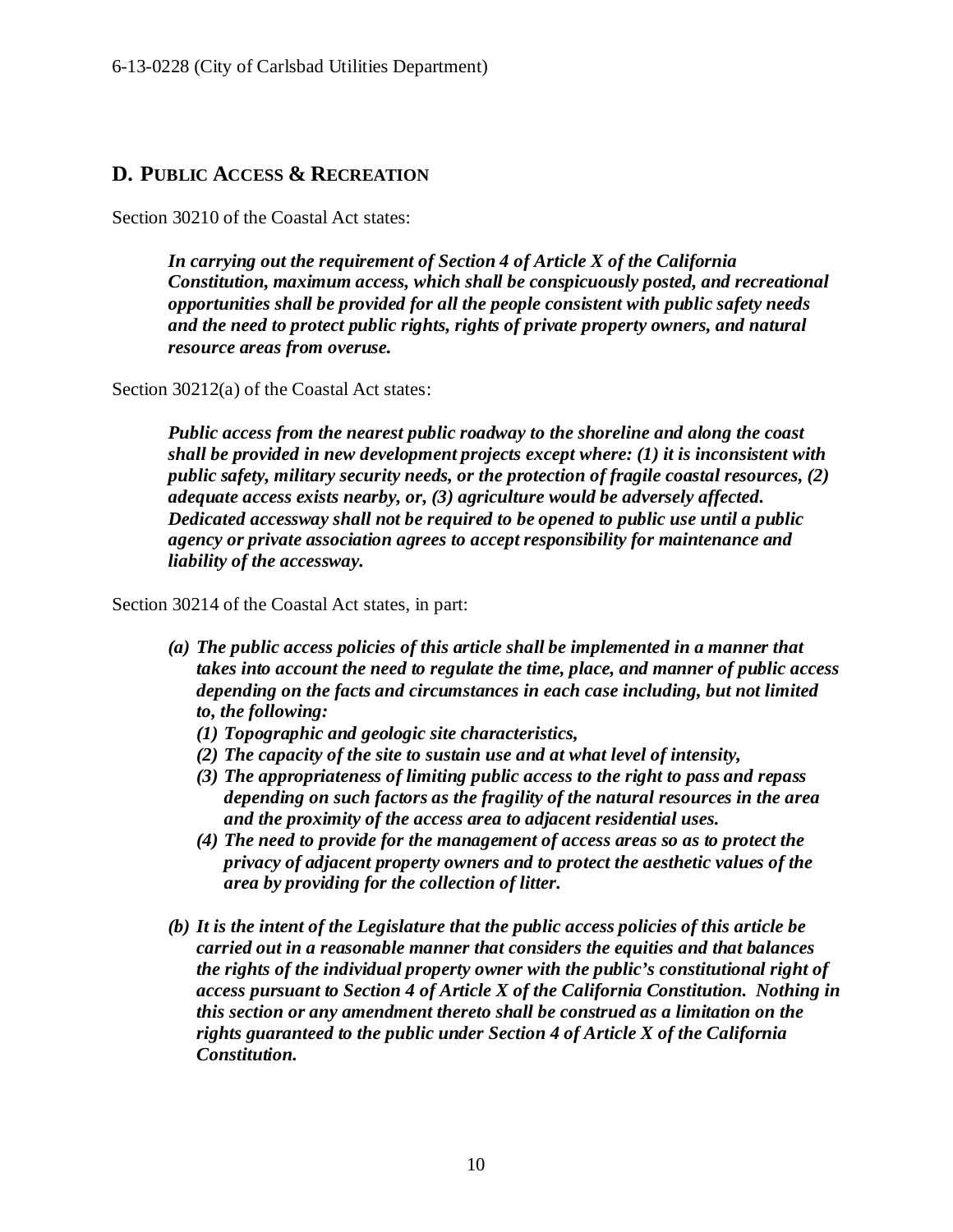## D. PUBLIC ACCESS & RECREATION

Section 30210 of the Coastal Act states:

> ***In carrying out the requirement of Section 4 of Article X of the California Constitution, maximum access, which shall be conspicuously posted, and recreational opportunities shall be provided for all the people consistent with public safety needs and the need to protect public rights, rights of private property owners, and natural resource areas from overuse.***

Section 30212(a) of the Coastal Act states:

> ***Public access from the nearest public roadway to the shoreline and along the coast shall be provided in new development projects except where: (1) it is inconsistent with public safety, military security needs, or the protection of fragile coastal resources, (2) adequate access exists nearby, or, (3) agriculture would be adversely affected. Dedicated accessway shall not be required to be opened to public use until a public agency or private association agrees to accept responsibility for maintenance and liability of the accessway.***

Section 30214 of the Coastal Act states, in part:

> ***(a) The public access policies of this article shall be implemented in a manner that takes into account the need to regulate the time, place, and manner of public access depending on the facts and circumstances in each case including, but not limited to, the following:***
>
> ***(1) Topographic and geologic site characteristics,***
>
> ***(2) The capacity of the site to sustain use and at what level of intensity,***
>
> ***(3) The appropriateness of limiting public access to the right to pass and repass depending on such factors as the fragility of the natural resources in the area and the proximity of the access area to adjacent residential uses.***
>
> ***(4) The need to provide for the management of access areas so as to protect the privacy of adjacent property owners and to protect the aesthetic values of the area by providing for the collection of litter.***
>
> ***(b) It is the intent of the Legislature that the public access policies of this article be carried out in a reasonable manner that considers the equities and that balances the rights of the individual property owner with the public's constitutional right of access pursuant to Section 4 of Article X of the California Constitution. Nothing in this section or any amendment thereto shall be construed as a limitation on the rights guaranteed to the public under Section 4 of Article X of the California Constitution.***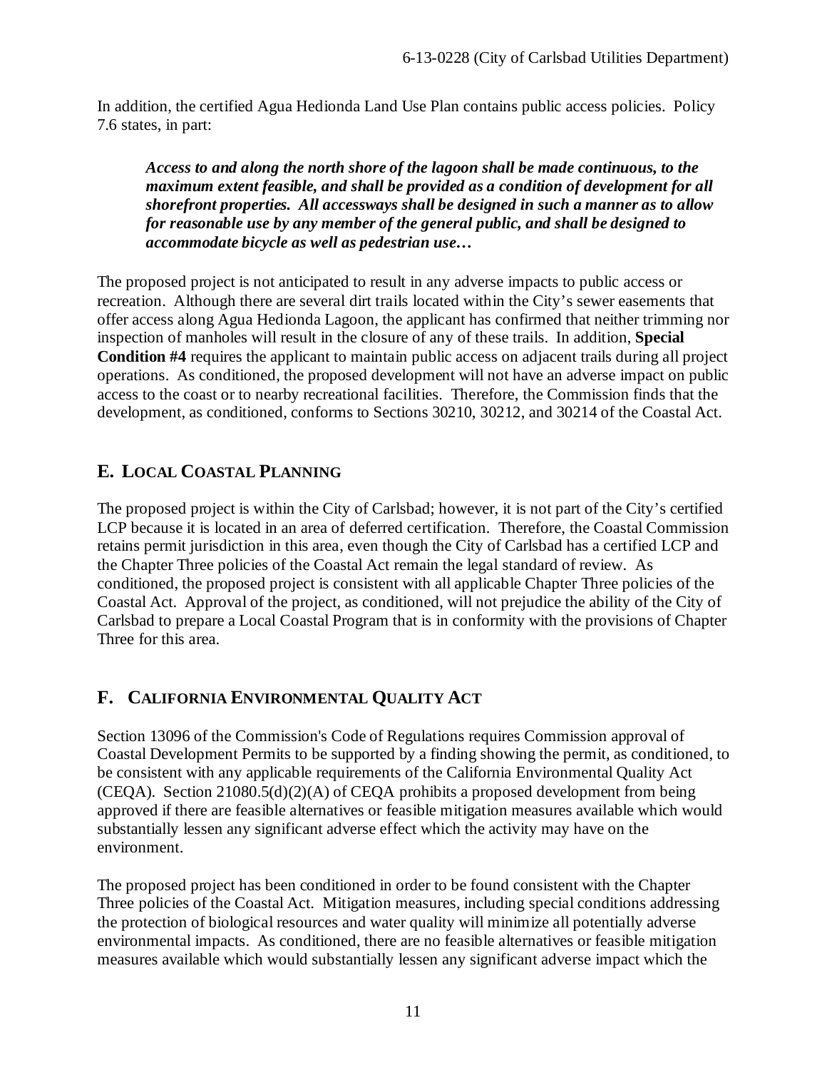In addition, the certified Agua Hedionda Land Use Plan contains public access policies. Policy 7.6 states, in part:

> ***Access to and along the north shore of the lagoon shall be made continuous, to the maximum extent feasible, and shall be provided as a condition of development for all shorefront properties. All accessways shall be designed in such a manner as to allow for reasonable use by any member of the general public, and shall be designed to accommodate bicycle as well as pedestrian use…***

The proposed project is not anticipated to result in any adverse impacts to public access or recreation. Although there are several dirt trails located within the City's sewer easements that offer access along Agua Hedionda Lagoon, the applicant has confirmed that neither trimming nor inspection of manholes will result in the closure of any of these trails. In addition, **Special Condition #4** requires the applicant to maintain public access on adjacent trails during all project operations. As conditioned, the proposed development will not have an adverse impact on public access to the coast or to nearby recreational facilities. Therefore, the Commission finds that the development, as conditioned, conforms to Sections 30210, 30212, and 30214 of the Coastal Act.

## E. LOCAL COASTAL PLANNING

The proposed project is within the City of Carlsbad; however, it is not part of the City's certified LCP because it is located in an area of deferred certification. Therefore, the Coastal Commission retains permit jurisdiction in this area, even though the City of Carlsbad has a certified LCP and the Chapter Three policies of the Coastal Act remain the legal standard of review. As conditioned, the proposed project is consistent with all applicable Chapter Three policies of the Coastal Act. Approval of the project, as conditioned, will not prejudice the ability of the City of Carlsbad to prepare a Local Coastal Program that is in conformity with the provisions of Chapter Three for this area.

## F. CALIFORNIA ENVIRONMENTAL QUALITY ACT

Section 13096 of the Commission's Code of Regulations requires Commission approval of Coastal Development Permits to be supported by a finding showing the permit, as conditioned, to be consistent with any applicable requirements of the California Environmental Quality Act (CEQA). Section 21080.5(d)(2)(A) of CEQA prohibits a proposed development from being approved if there are feasible alternatives or feasible mitigation measures available which would substantially lessen any significant adverse effect which the activity may have on the environment.

The proposed project has been conditioned in order to be found consistent with the Chapter Three policies of the Coastal Act. Mitigation measures, including special conditions addressing the protection of biological resources and water quality will minimize all potentially adverse environmental impacts. As conditioned, there are no feasible alternatives or feasible mitigation measures available which would substantially lessen any significant adverse impact which the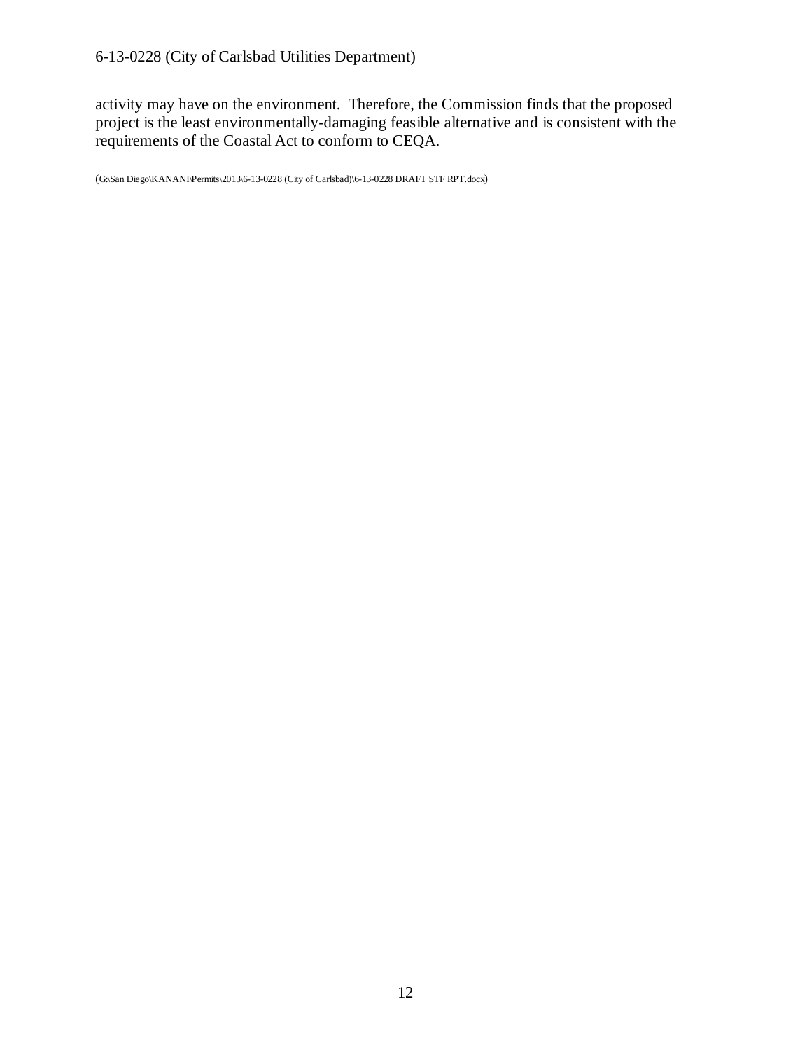activity may have on the environment. Therefore, the Commission finds that the proposed project is the least environmentally-damaging feasible alternative and is consistent with the requirements of the Coastal Act to conform to CEQA.

(G:\San Diego\KANANI\Permits\2013\6-13-0228 (City of Carlsbad)\6-13-0228 DRAFT STF RPT.docx)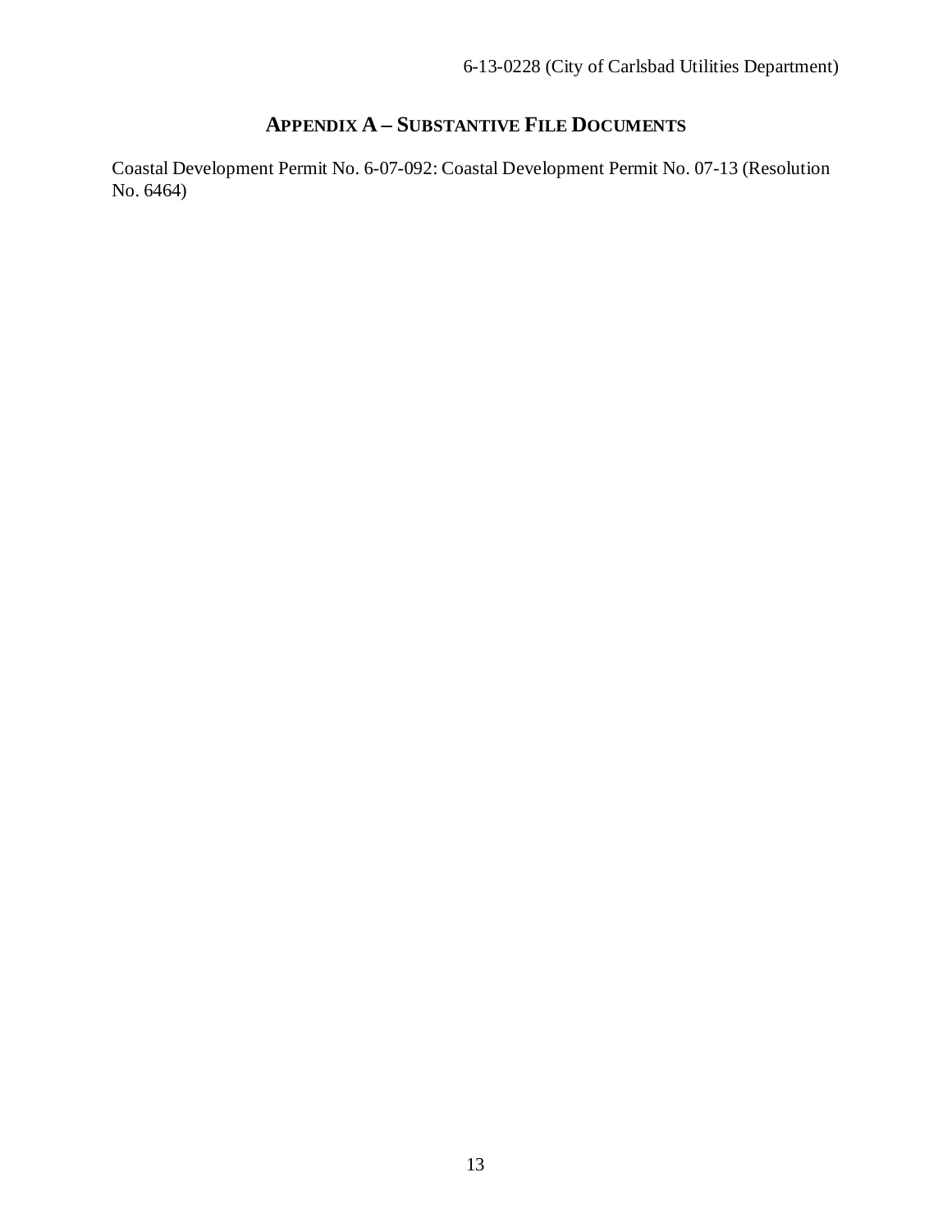## APPENDIX A – SUBSTANTIVE FILE DOCUMENTS

Coastal Development Permit No. 6-07-092: Coastal Development Permit No. 07-13 (Resolution No. 6464)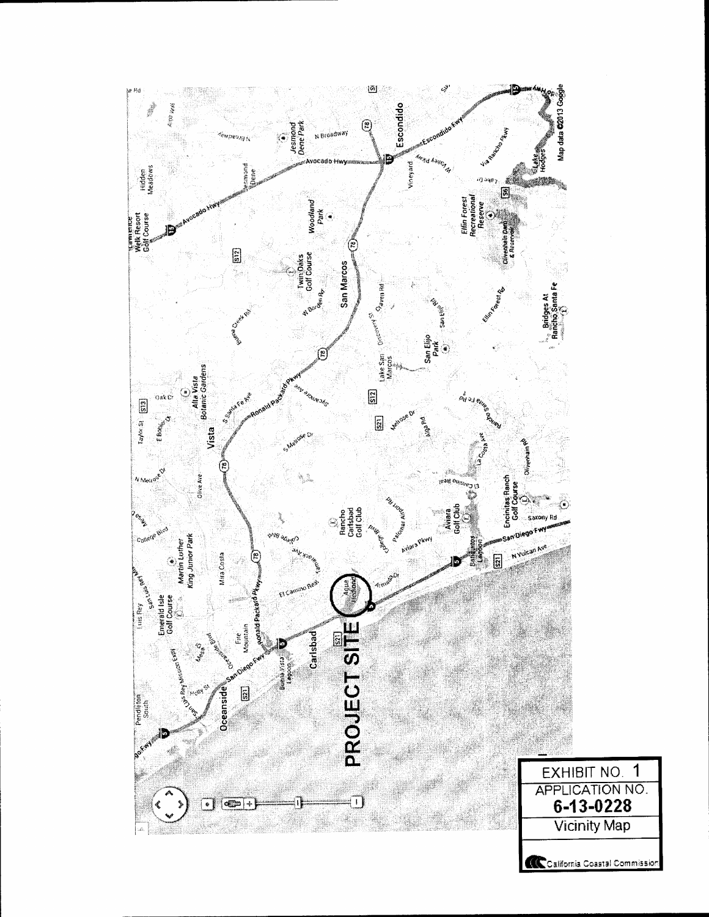PROJECT SITE

EXHIBIT NO. 1

APPLICATION NO.

**6-13-0228**

Vicinity Map

California Coastal Commission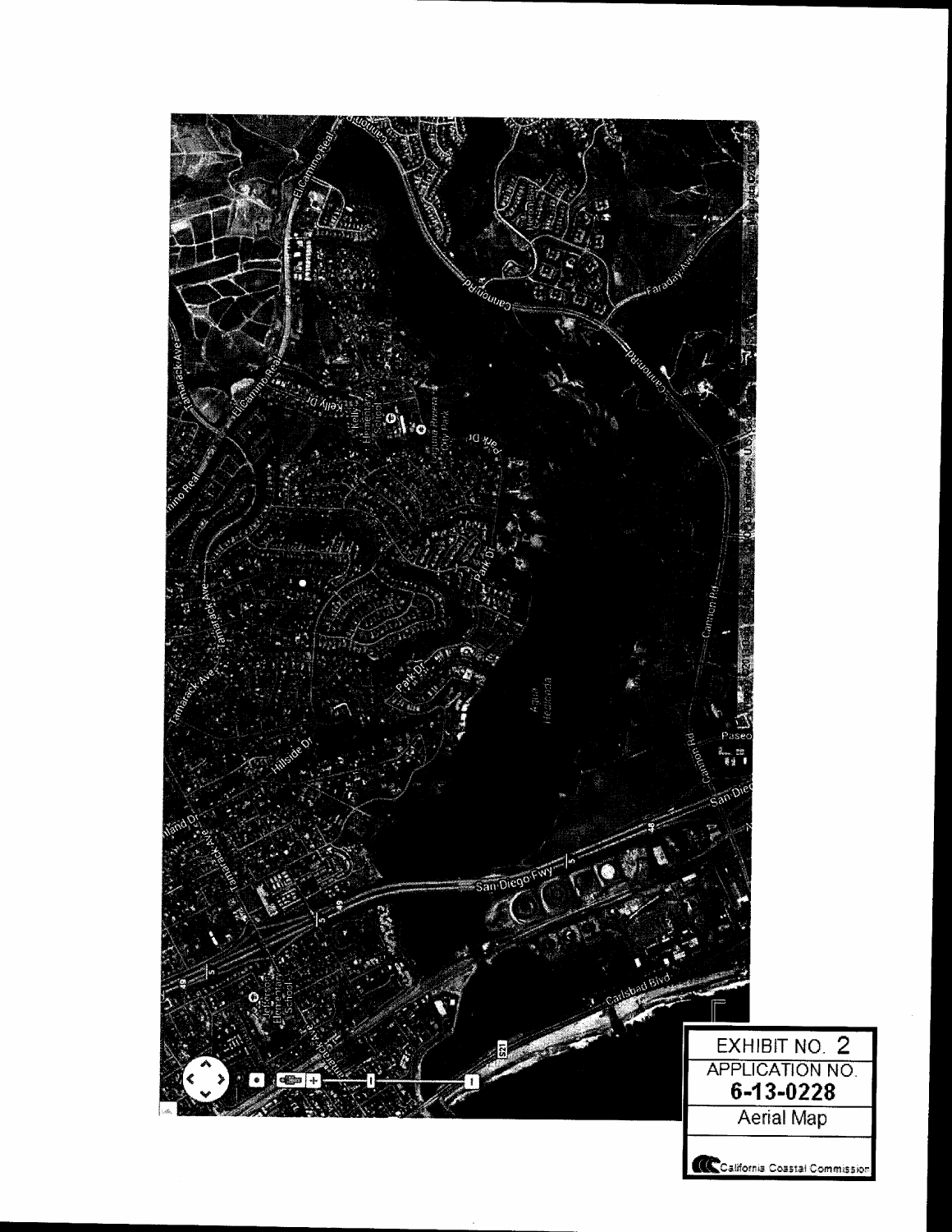EXHIBIT NO. 2

APPLICATION NO.

**6-13-0228**

Aerial Map

California Coastal Commission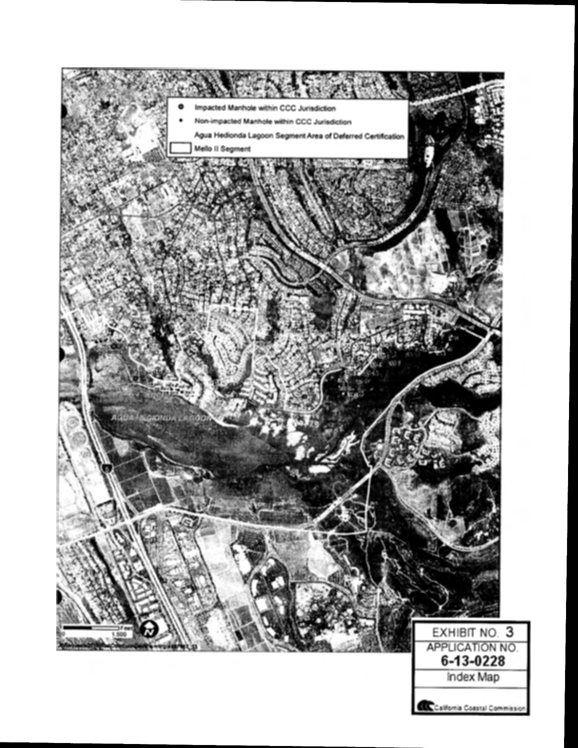Impacted Manhole within CCC Jurisdiction

Non-impacted Manhole within CCC Jurisdiction

Agua Hedionda Lagoon Segment Area of Deferred Certification

Mello II Segment

AGUA HEDIONDA LAGOON

Feet

1,500

EXHIBIT NO. 3

APPLICATION NO.

6-13-0228

Index Map

California Coastal Commission